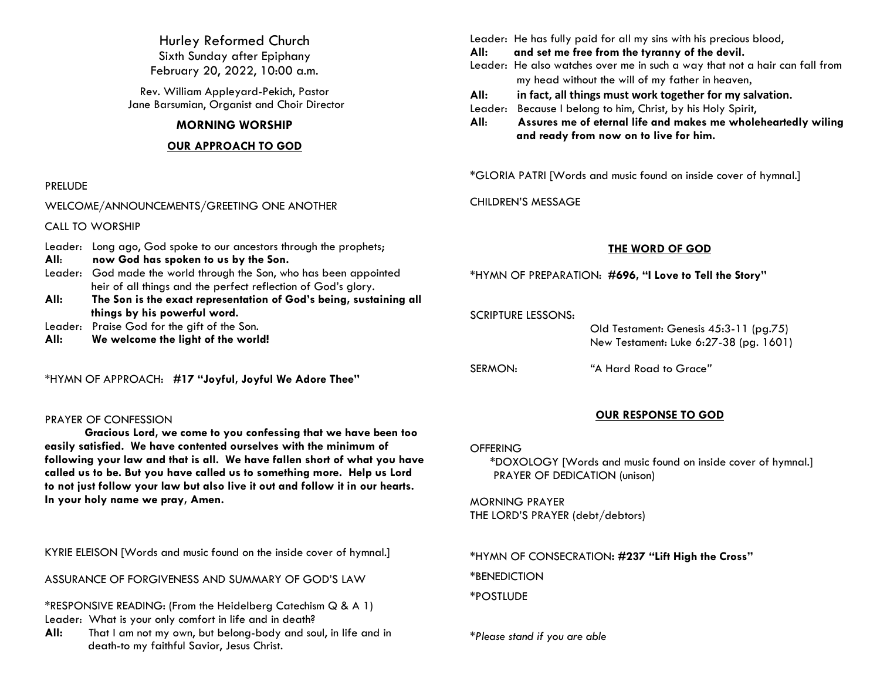# Hurley Reformed Church

Sixth Sunday after Epiphany
February 20, 2022, 10:00 a.m.

Rev. William Appleyard-Pekich, Pastor
Jane Barsumian, Organist and Choir Director

## MORNING WORSHIP

### OUR APPROACH TO GOD

PRELUDE

WELCOME/ANNOUNCEMENTS/GREETING ONE ANOTHER

CALL TO WORSHIP

Leader: Long ago, God spoke to our ancestors through the prophets;
**All**: **now God has spoken to us by the Son.**
Leader: God made the world through the Son, who has been appointed heir of all things and the perfect reflection of God's glory.
**All: The Son is the exact representation of God's being, sustaining all things by his powerful word.**
Leader: Praise God for the gift of the Son.
**All: We welcome the light of the world!**

*HYMN OF APPROACH: **#17 "Joyful, Joyful We Adore Thee"**

PRAYER OF CONFESSION

**Gracious Lord, we come to you confessing that we have been too easily satisfied. We have contented ourselves with the minimum of following your law and that is all. We have fallen short of what you have called us to be. But you have called us to something more. Help us Lord to not just follow your law but also live it out and follow it in our hearts. In your holy name we pray, Amen.**

KYRIE ELEISON [Words and music found on the inside cover of hymnal.]

ASSURANCE OF FORGIVENESS AND SUMMARY OF GOD'S LAW

*RESPONSIVE READING: (From the Heidelberg Catechism Q & A 1)
Leader: What is your only comfort in life and in death?
**All:** That I am not my own, but belong-body and soul, in life and in death-to my faithful Savior, Jesus Christ.
Leader: He has fully paid for all my sins with his precious blood,
**All: and set me free from the tyranny of the devil.**
Leader: He also watches over me in such a way that not a hair can fall from my head without the will of my father in heaven,
**All: in fact, all things must work together for my salvation.**
Leader: Because I belong to him, Christ, by his Holy Spirit,
**All: Assures me of eternal life and makes me wholeheartedly wiling and ready from now on to live for him.**

*GLORIA PATRI [Words and music found on inside cover of hymnal.]

CHILDREN'S MESSAGE

### THE WORD OF GOD

*HYMN OF PREPARATION: **#696, "I Love to Tell the Story"**

SCRIPTURE LESSONS:
Old Testament: Genesis 45:3-11 (pg.75)
New Testament: Luke 6:27-38 (pg. 1601)

SERMON: "A Hard Road to Grace"

### OUR RESPONSE TO GOD

OFFERING
*DOXOLOGY [Words and music found on inside cover of hymnal.]
PRAYER OF DEDICATION (unison)

MORNING PRAYER
THE LORD'S PRAYER (debt/debtors)

*HYMN OF CONSECRATION: **#237 "Lift High the Cross"**

*BENEDICTION

*POSTLUDE

*\*Please stand if you are able*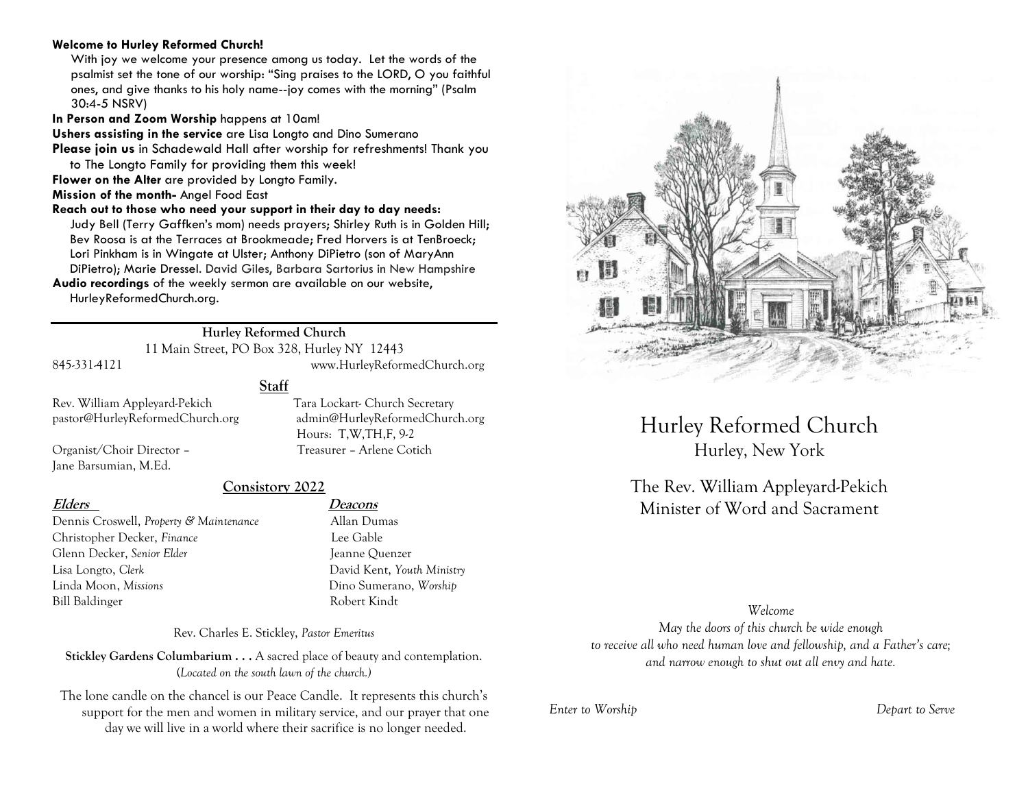**Welcome to Hurley Reformed Church!**

With joy we welcome your presence among us today. Let the words of the psalmist set the tone of our worship: "Sing praises to the LORD, O you faithful ones, and give thanks to his holy name--joy comes with the morning" (Psalm 30:4-5 NSRV)

**In Person and Zoom Worship** happens at 10am!

**Ushers assisting in the service** are Lisa Longto and Dino Sumerano

**Please join us** in Schadewald Hall after worship for refreshments! Thank you to The Longto Family for providing them this week!

**Flower on the Alter** are provided by Longto Family.

**Mission of the month-** Angel Food East

**Reach out to those who need your support in their day to day needs:**
Judy Bell (Terry Gaffken's mom) needs prayers; Shirley Ruth is in Golden Hill; Bev Roosa is at the Terraces at Brookmeade; Fred Horvers is at TenBroeck; Lori Pinkham is in Wingate at Ulster; Anthony DiPietro (son of MaryAnn DiPietro); Marie Dressel. David Giles, Barbara Sartorius in New Hampshire

**Audio recordings** of the weekly sermon are available on our website, HurleyReformedChurch.org.

---

**Hurley Reformed Church**
11 Main Street, PO Box 328, Hurley NY 12443
845-331-4121 www.HurleyReformedChurch.org

## Staff

Rev. William Appleyard-Pekich
pastor@HurleyReformedChurch.org

Tara Lockart- Church Secretary
admin@HurleyReformedChurch.org
Hours: T,W,TH,F, 9-2

Organist/Choir Director – Jane Barsumian, M.Ed.

Treasurer – Arlene Cotich

## Consistory 2022

| ***Elders*** | ***Deacons*** |
|---|---|
| Dennis Croswell, *Property & Maintenance* | Allan Dumas |
| Christopher Decker, *Finance* | Lee Gable |
| Glenn Decker, *Senior Elder* | Jeanne Quenzer |
| Lisa Longto, *Clerk* | David Kent, *Youth Ministry* |
| Linda Moon, *Missions* | Dino Sumerano, *Worship* |
| Bill Baldinger | Robert Kindt |

Rev. Charles E. Stickley, *Pastor Emeritus*

**Stickley Gardens Columbarium . . .** A sacred place of beauty and contemplation. (*Located on the south lawn of the church.)*

The lone candle on the chancel is our Peace Candle. It represents this church's support for the men and women in military service, and our prayer that one day we will live in a world where their sacrifice is no longer needed.

# Hurley Reformed Church
## Hurley, New York

The Rev. William Appleyard-Pekich
Minister of Word and Sacrament

*Welcome*
*May the doors of this church be wide enough to receive all who need human love and fellowship, and a Father's care; and narrow enough to shut out all envy and hate.*

*Enter to Worship* *Depart to Serve*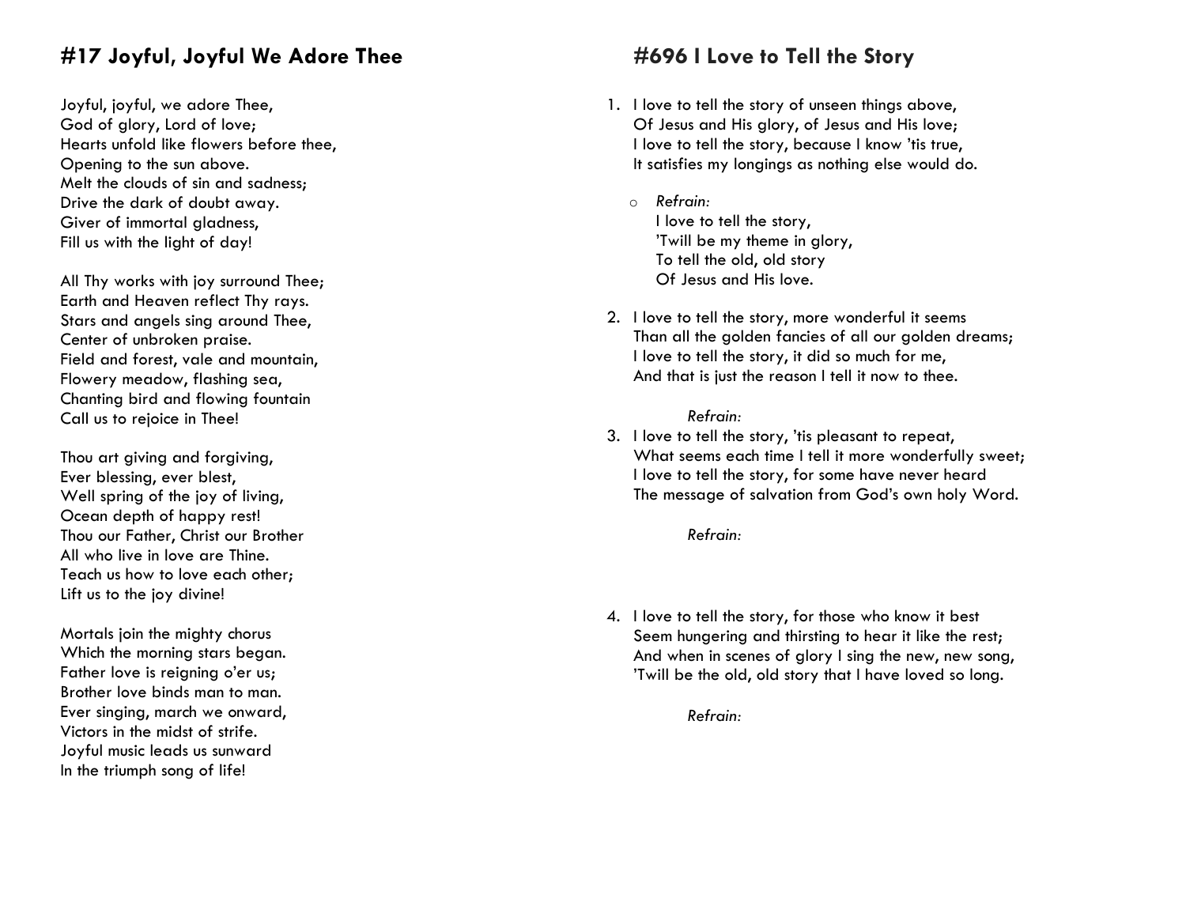## #17 Joyful, Joyful We Adore Thee

Joyful, joyful, we adore Thee,
God of glory, Lord of love;
Hearts unfold like flowers before thee,
Opening to the sun above.
Melt the clouds of sin and sadness;
Drive the dark of doubt away.
Giver of immortal gladness,
Fill us with the light of day!

All Thy works with joy surround Thee;
Earth and Heaven reflect Thy rays.
Stars and angels sing around Thee,
Center of unbroken praise.
Field and forest, vale and mountain,
Flowery meadow, flashing sea,
Chanting bird and flowing fountain
Call us to rejoice in Thee!

Thou art giving and forgiving,
Ever blessing, ever blest,
Well spring of the joy of living,
Ocean depth of happy rest!
Thou our Father, Christ our Brother
All who live in love are Thine.
Teach us how to love each other;
Lift us to the joy divine!

Mortals join the mighty chorus
Which the morning stars began.
Father love is reigning o'er us;
Brother love binds man to man.
Ever singing, march we onward,
Victors in the midst of strife.
Joyful music leads us sunward
In the triumph song of life!

## #696 I Love to Tell the Story

1. I love to tell the story of unseen things above,
   Of Jesus and His glory, of Jesus and His love;
   I love to tell the story, because I know 'tis true,
   It satisfies my longings as nothing else would do.

   - *Refrain:*
     I love to tell the story,
     'Twill be my theme in glory,
     To tell the old, old story
     Of Jesus and His love.

2. I love to tell the story, more wonderful it seems
   Than all the golden fancies of all our golden dreams;
   I love to tell the story, it did so much for me,
   And that is just the reason I tell it now to thee.

   *Refrain:*

3. I love to tell the story, 'tis pleasant to repeat,
   What seems each time I tell it more wonderfully sweet;
   I love to tell the story, for some have never heard
   The message of salvation from God's own holy Word.

   *Refrain:*

4. I love to tell the story, for those who know it best
   Seem hungering and thirsting to hear it like the rest;
   And when in scenes of glory I sing the new, new song,
   'Twill be the old, old story that I have loved so long.

   *Refrain:*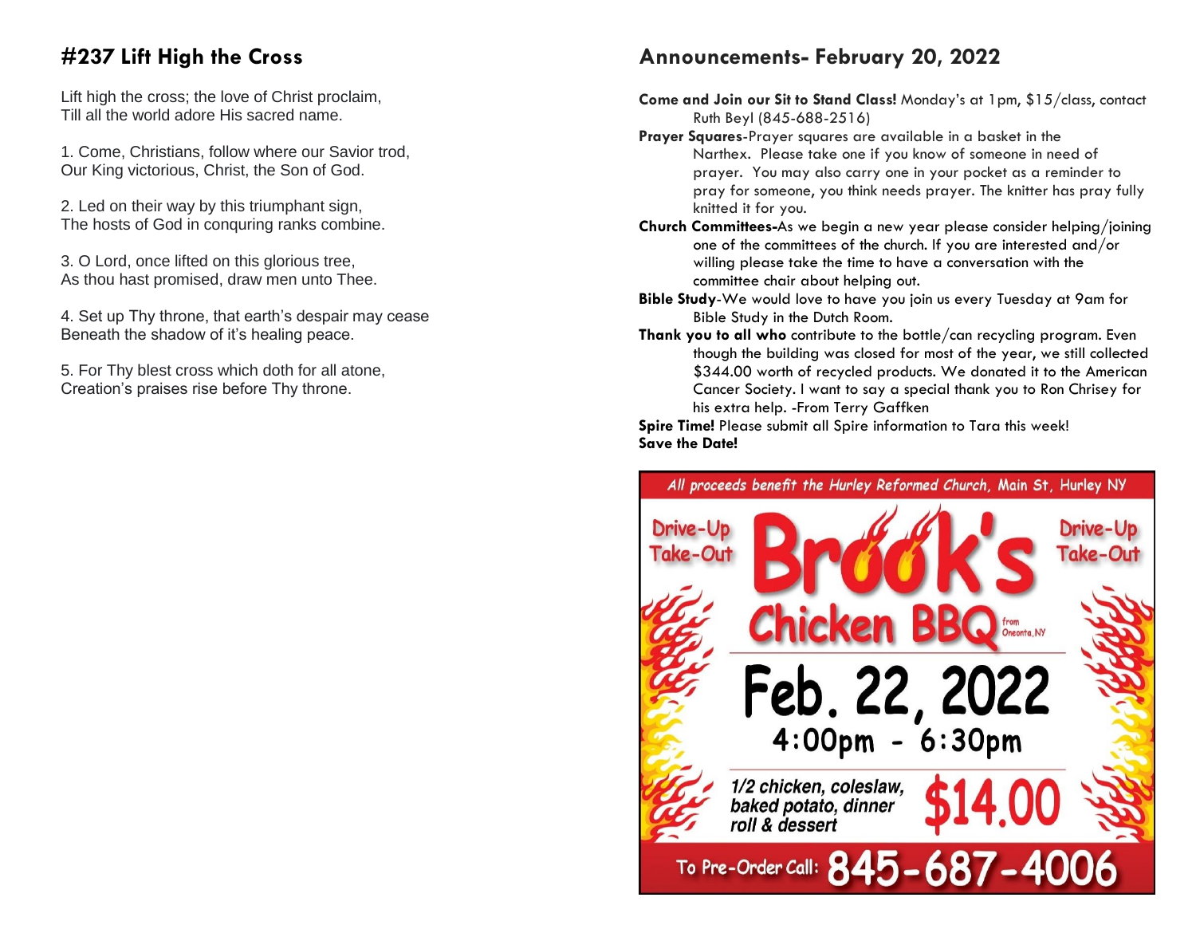## #237 Lift High the Cross

Lift high the cross; the love of Christ proclaim,
Till all the world adore His sacred name.

1. Come, Christians, follow where our Savior trod,
Our King victorious, Christ, the Son of God.

2. Led on their way by this triumphant sign,
The hosts of God in conquring ranks combine.

3. O Lord, once lifted on this glorious tree,
As thou hast promised, draw men unto Thee.

4. Set up Thy throne, that earth's despair may cease
Beneath the shadow of it's healing peace.

5. For Thy blest cross which doth for all atone,
Creation's praises rise before Thy throne.

## Announcements- February 20, 2022

**Come and Join our Sit to Stand Class!** Monday's at 1pm, $15/class, contact Ruth Beyl (845-688-2516)

**Prayer Squares**-Prayer squares are available in a basket in the Narthex. Please take one if you know of someone in need of prayer. You may also carry one in your pocket as a reminder to pray for someone, you think needs prayer. The knitter has pray fully knitted it for you.

**Church Committees-**As we begin a new year please consider helping/joining one of the committees of the church. If you are interested and/or willing please take the time to have a conversation with the committee chair about helping out.

**Bible Study**-We would love to have you join us every Tuesday at 9am for Bible Study in the Dutch Room.

**Thank you to all who** contribute to the bottle/can recycling program. Even though the building was closed for most of the year, we still collected $344.00 worth of recycled products. We donated it to the American Cancer Society. I want to say a special thank you to Ron Chrisey for his extra help. -From Terry Gaffken

**Spire Time!** Please submit all Spire information to Tara this week!

**Save the Date!**

*All proceeds benefit the Hurley Reformed Church, Main St, Hurley NY*

Drive-Up Take-Out

**Brook's Chicken BBQ** from Oneonta, NY

**Feb. 22, 2022**

**4:00pm - 6:30pm**

*1/2 chicken, coleslaw, baked potato, dinner roll & dessert*

**$14.00**

To Pre-Order Call: **845-687-4006**